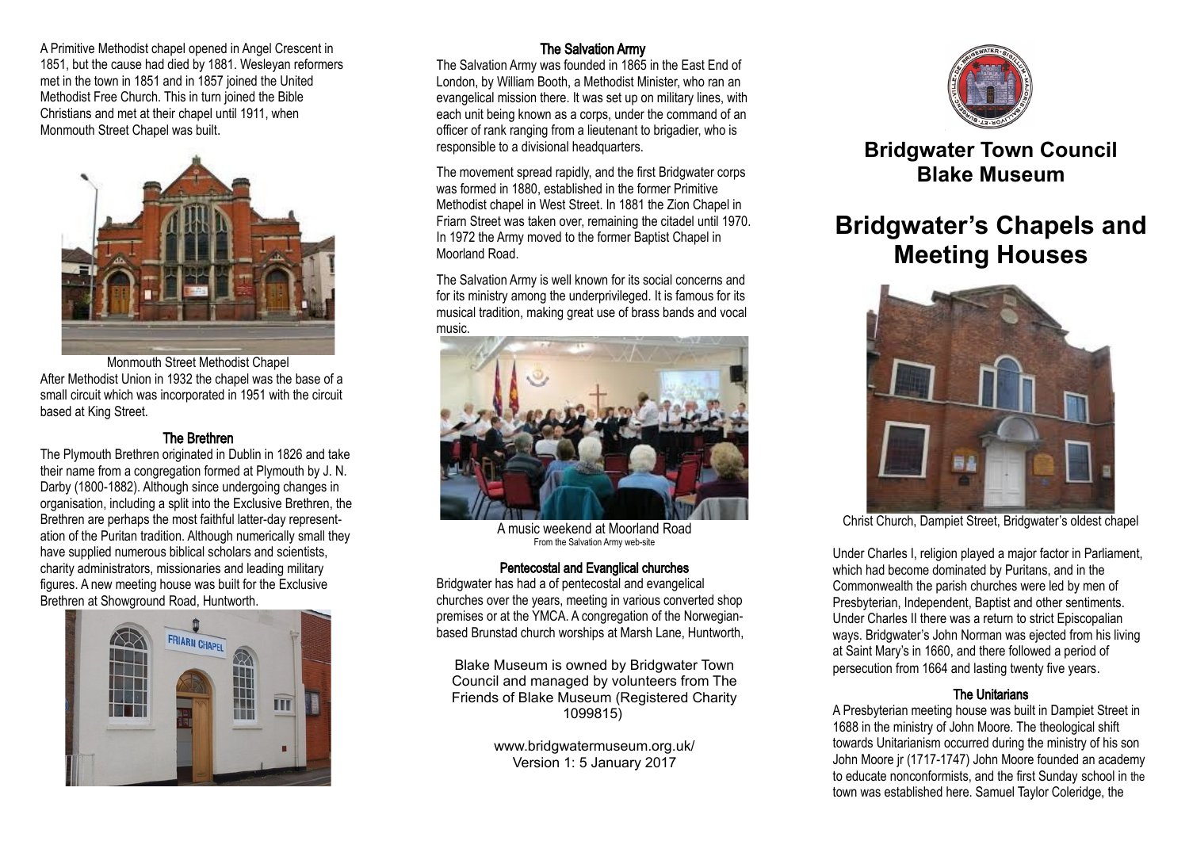A Primitive Methodist chapel opened in Angel Crescent in 1851, but the cause had died by 1881. Wesleyan reformers met in the town in 1851 and in 1857 joined the United Methodist Free Church. This in turn joined the Bible Christians and met at their chapel until 1911, when Monmouth Street Chapel was built.

Monmouth Street Methodist Chapel

After Methodist Union in 1932 the chapel was the base of a small circuit which was incorporated in 1951 with the circuit based at King Street.

### The Brethren

The Plymouth Brethren originated in Dublin in 1826 and take their name from a congregation formed at Plymouth by J. N. Darby (1800-1882). Although since undergoing changes in organisation, including a split into the Exclusive Brethren, the Brethren are perhaps the most faithful latter-day representation of the Puritan tradition. Although numerically small they have supplied numerous biblical scholars and scientists, charity administrators, missionaries and leading military figures. A new meeting house was built for the Exclusive Brethren at Showground Road, Huntworth.

### The Salvation Army

The Salvation Army was founded in 1865 in the East End of London, by William Booth, a Methodist Minister, who ran an evangelical mission there. It was set up on military lines, with each unit being known as a corps, under the command of an officer of rank ranging from a lieutenant to brigadier, who is responsible to a divisional headquarters.

The movement spread rapidly, and the first Bridgwater corps was formed in 1880, established in the former Primitive Methodist chapel in West Street. In 1881 the Zion Chapel in Friarn Street was taken over, remaining the citadel until 1970. In 1972 the Army moved to the former Baptist Chapel in Moorland Road.

The Salvation Army is well known for its social concerns and for its ministry among the underprivileged. It is famous for its musical tradition, making great use of brass bands and vocal music.

A music weekend at Moorland Road
From the Salvation Army web-site

### Pentecostal and Evanglical churches

Bridgwater has had a of pentecostal and evangelical churches over the years, meeting in various converted shop premises or at the YMCA. A congregation of the Norwegian-based Brunstad church worships at Marsh Lane, Huntworth,

Blake Museum is owned by Bridgwater Town Council and managed by volunteers from The Friends of Blake Museum (Registered Charity 1099815)

www.bridgwatermuseum.org.uk/
Version 1: 5 January 2017

## Bridgwater Town Council Blake Museum

# Bridgwater's Chapels and Meeting Houses

Christ Church, Dampiet Street, Bridgwater's oldest chapel

Under Charles I, religion played a major factor in Parliament, which had become dominated by Puritans, and in the Commonwealth the parish churches were led by men of Presbyterian, Independent, Baptist and other sentiments. Under Charles II there was a return to strict Episcopalian ways. Bridgwater's John Norman was ejected from his living at Saint Mary's in 1660, and there followed a period of persecution from 1664 and lasting twenty five years.

### The Unitarians

A Presbyterian meeting house was built in Dampiet Street in 1688 in the ministry of John Moore. The theological shift towards Unitarianism occurred during the ministry of his son John Moore jr (1717-1747) John Moore founded an academy to educate nonconformists, and the first Sunday school in the town was established here. Samuel Taylor Coleridge, the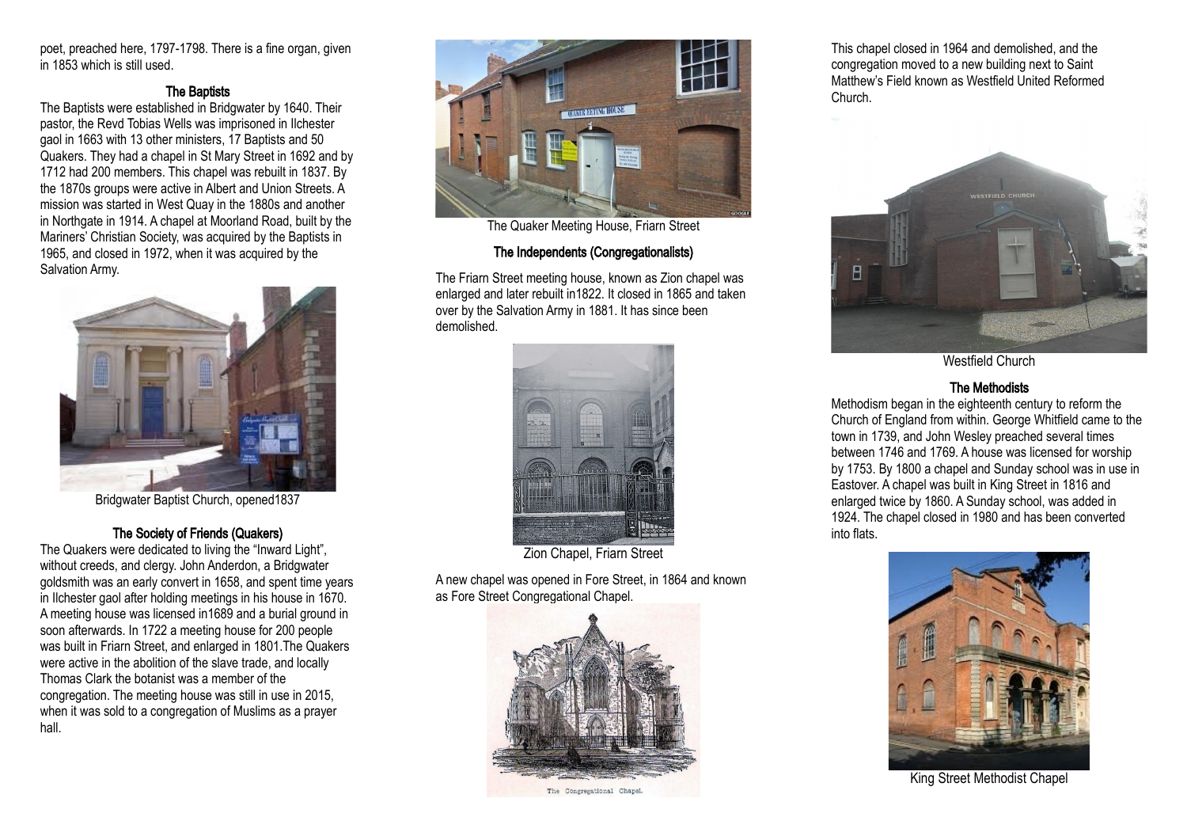poet, preached here, 1797-1798. There is a fine organ, given in 1853 which is still used.

### The Baptists

The Baptists were established in Bridgwater by 1640. Their pastor, the Revd Tobias Wells was imprisoned in Ilchester gaol in 1663 with 13 other ministers, 17 Baptists and 50 Quakers. They had a chapel in St Mary Street in 1692 and by 1712 had 200 members. This chapel was rebuilt in 1837. By the 1870s groups were active in Albert and Union Streets. A mission was started in West Quay in the 1880s and another in Northgate in 1914. A chapel at Moorland Road, built by the Mariners' Christian Society, was acquired by the Baptists in 1965, and closed in 1972, when it was acquired by the Salvation Army.

Bridgwater Baptist Church, opened1837

### The Society of Friends (Quakers)

The Quakers were dedicated to living the "Inward Light", without creeds, and clergy. John Anderdon, a Bridgwater goldsmith was an early convert in 1658, and spent time years in Ilchester gaol after holding meetings in his house in 1670. A meeting house was licensed in1689 and a burial ground in soon afterwards. In 1722 a meeting house for 200 people was built in Friarn Street, and enlarged in 1801.The Quakers were active in the abolition of the slave trade, and locally Thomas Clark the botanist was a member of the congregation. The meeting house was still in use in 2015, when it was sold to a congregation of Muslims as a prayer hall.

The Quaker Meeting House, Friarn Street

### The Independents (Congregationalists)

The Friarn Street meeting house, known as Zion chapel was enlarged and later rebuilt in1822. It closed in 1865 and taken over by the Salvation Army in 1881. It has since been demolished.

Zion Chapel, Friarn Street

A new chapel was opened in Fore Street, in 1864 and known as Fore Street Congregational Chapel.

The Congregational Chapel.

This chapel closed in 1964 and demolished, and the congregation moved to a new building next to Saint Matthew's Field known as Westfield United Reformed Church.

Westfield Church

### The Methodists

Methodism began in the eighteenth century to reform the Church of England from within. George Whitfield came to the town in 1739, and John Wesley preached several times between 1746 and 1769. A house was licensed for worship by 1753. By 1800 a chapel and Sunday school was in use in Eastover. A chapel was built in King Street in 1816 and enlarged twice by 1860. A Sunday school, was added in 1924. The chapel closed in 1980 and has been converted into flats.

King Street Methodist Chapel